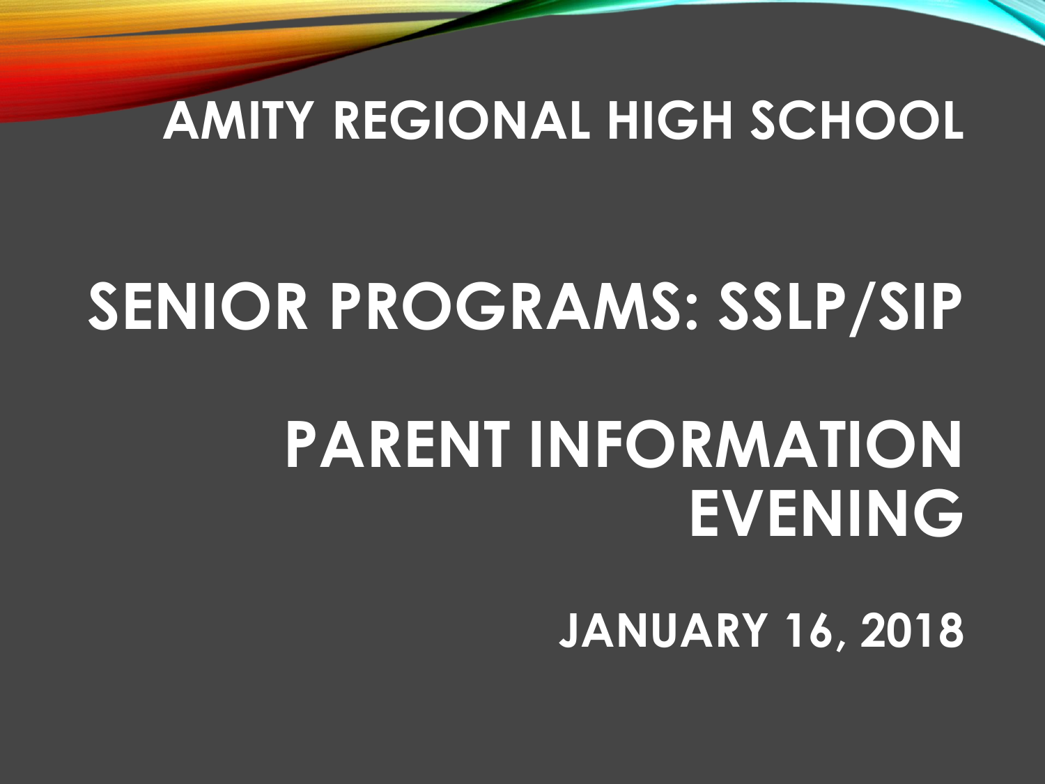# AMITY REGIONAL HIGH SCHOOL

# SENIOR PROGRAMS: SSLP/SIP

# PARENT INFORMATION EVENING

## JANUARY 16, 2018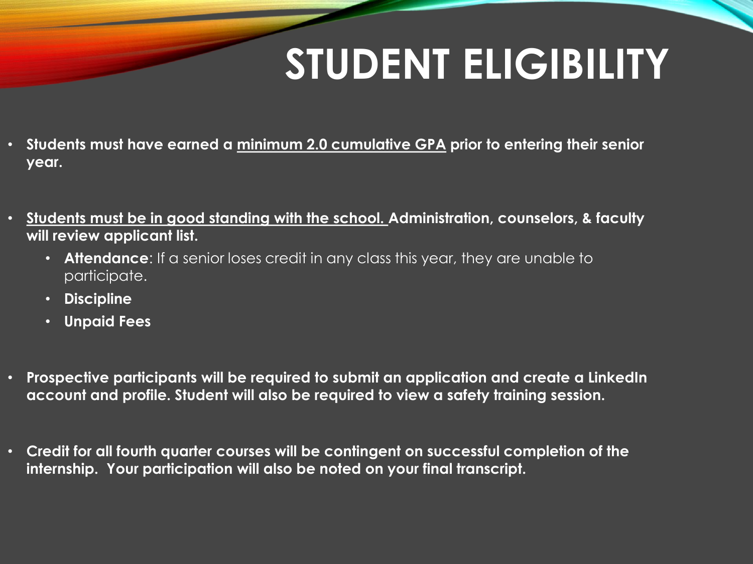# STUDENT ELIGIBILITY

- **Students must have earned a <u>minimum 2.0 cumulative GPA</u> prior to entering their senior year.**

- **<u>Students must be in good standing with the school.</u> Administration, counselors, & faculty will review applicant list.**
  - **Attendance**: If a senior loses credit in any class this year, they are unable to participate.
  - **Discipline**
  - **Unpaid Fees**

- **Prospective participants will be required to submit an application and create a LinkedIn account and profile. Student will also be required to view a safety training session.**

- **Credit for all fourth quarter courses will be contingent on successful completion of the internship. Your participation will also be noted on your final transcript.**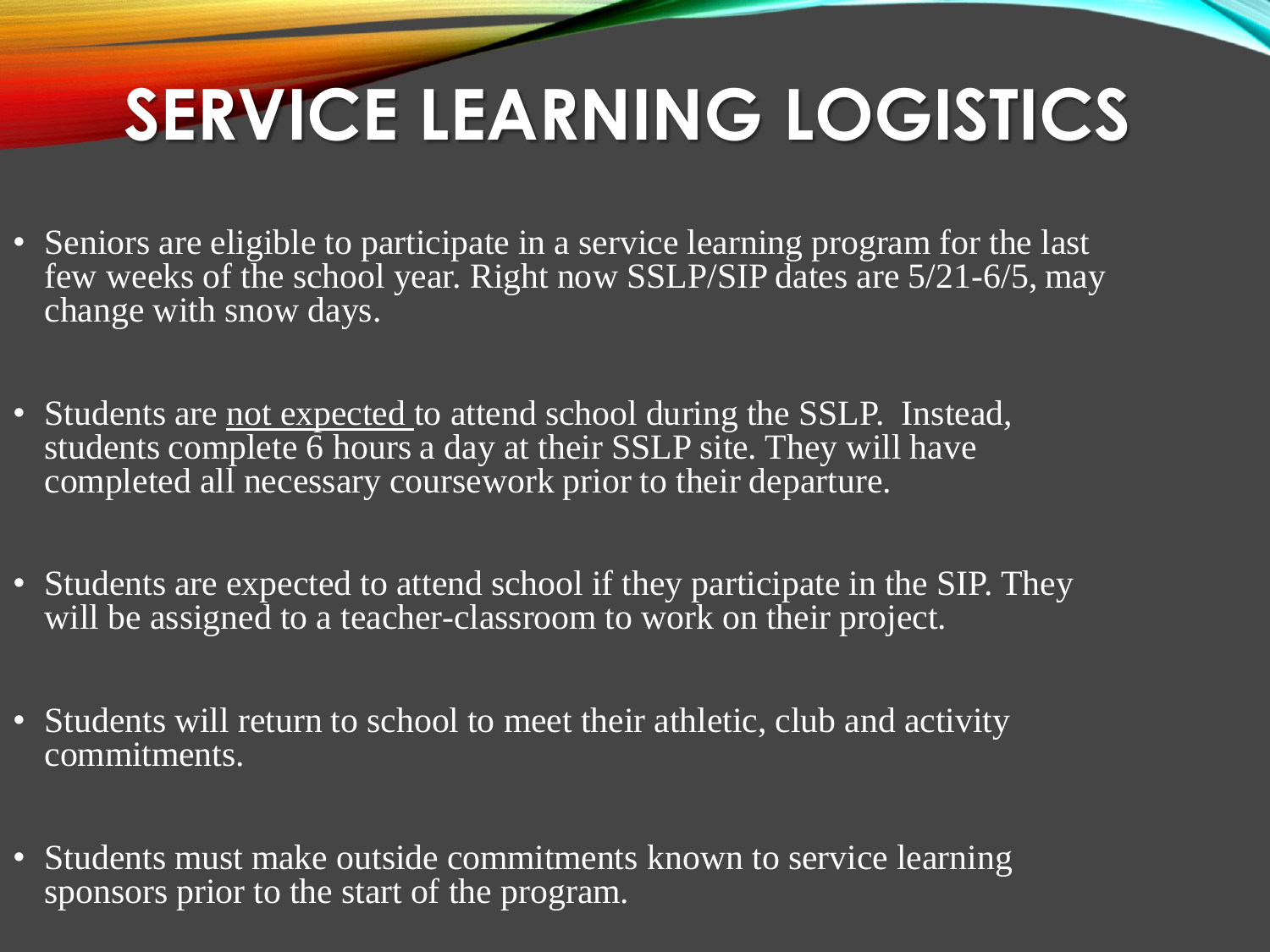# SERVICE LEARNING LOGISTICS

- Seniors are eligible to participate in a service learning program for the last few weeks of the school year. Right now SSLP/SIP dates are 5/21-6/5, may change with snow days.
- Students are <u>not expected</u> to attend school during the SSLP. Instead, students complete 6 hours a day at their SSLP site. They will have completed all necessary coursework prior to their departure.
- Students are expected to attend school if they participate in the SIP. They will be assigned to a teacher-classroom to work on their project.
- Students will return to school to meet their athletic, club and activity commitments.
- Students must make outside commitments known to service learning sponsors prior to the start of the program.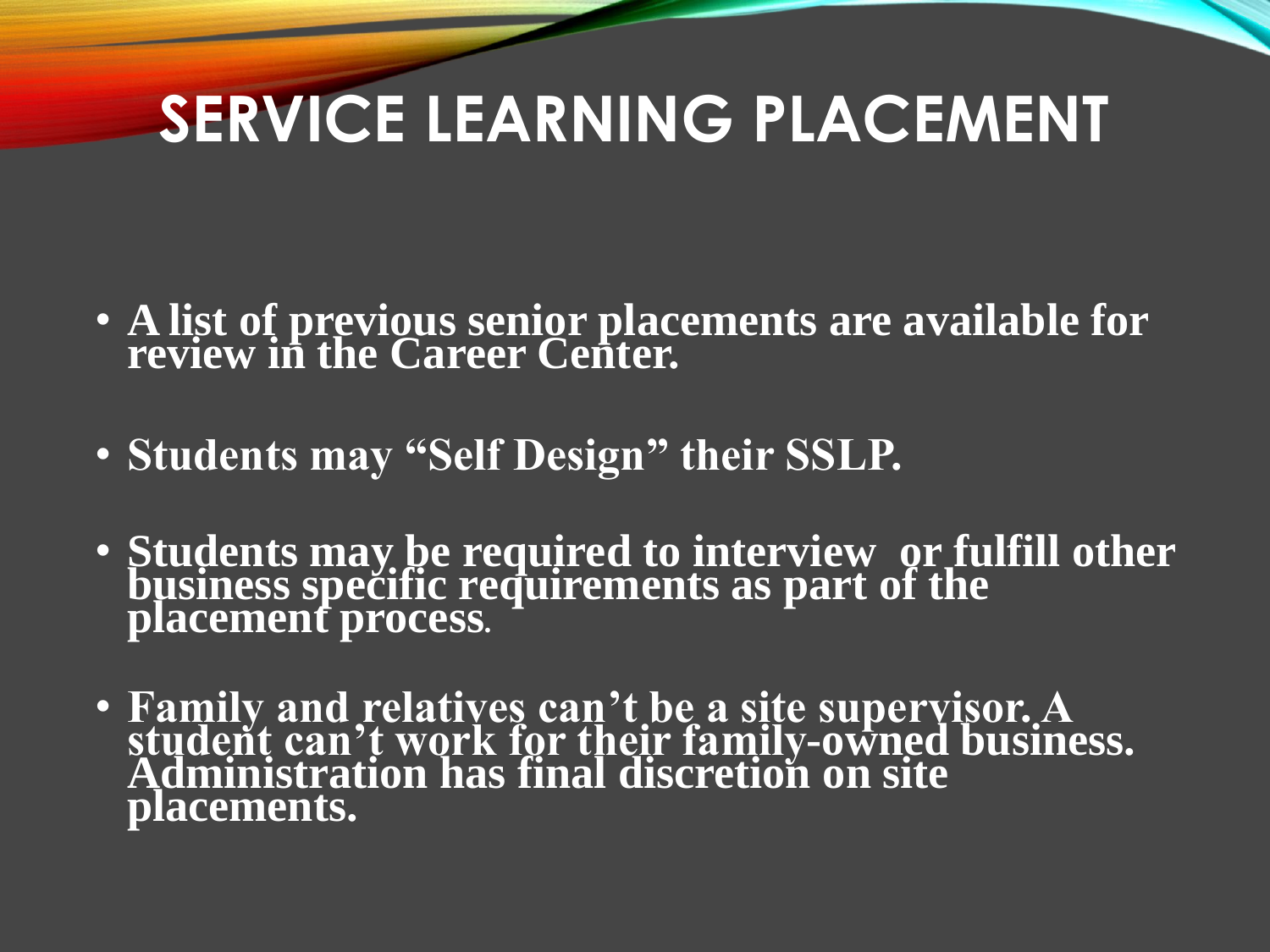# SERVICE LEARNING PLACEMENT

- **A list of previous senior placements are available for review in the Career Center.**
- **Students may "Self Design" their SSLP.**
- **Students may be required to interview or fulfill other business specific requirements as part of the placement process.**
- **Family and relatives can't be a site supervisor. A student can't work for their family-owned business. Administration has final discretion on site placements.**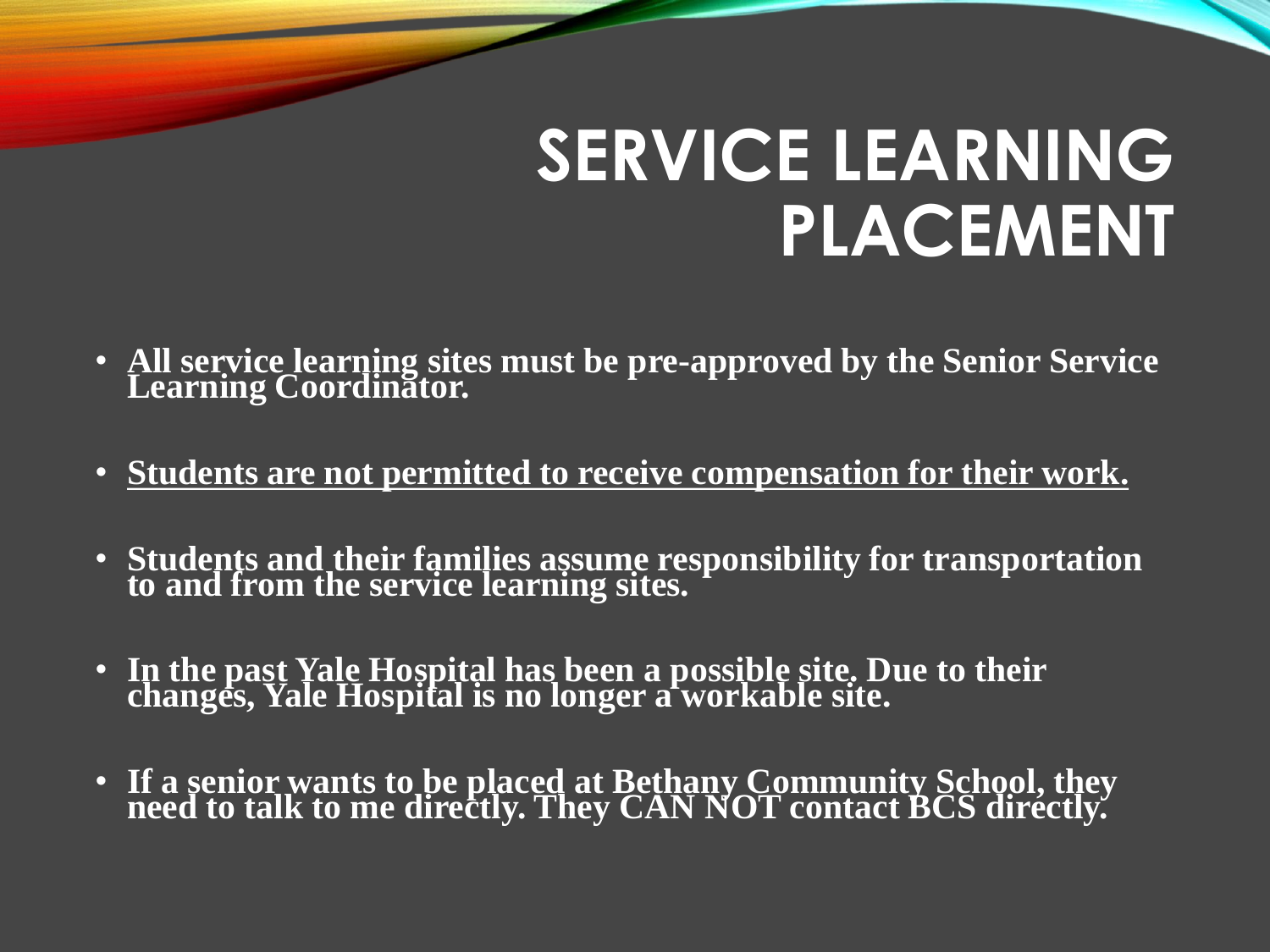# SERVICE LEARNING PLACEMENT

- **All service learning sites must be pre-approved by the Senior Service Learning Coordinator.**
- **<u>Students are not permitted to receive compensation for their work.</u>**
- **Students and their families assume responsibility for transportation to and from the service learning sites.**
- **In the past Yale Hospital has been a possible site. Due to their changes, Yale Hospital is no longer a workable site.**
- **If a senior wants to be placed at Bethany Community School, they need to talk to me directly. They CAN NOT contact BCS directly.**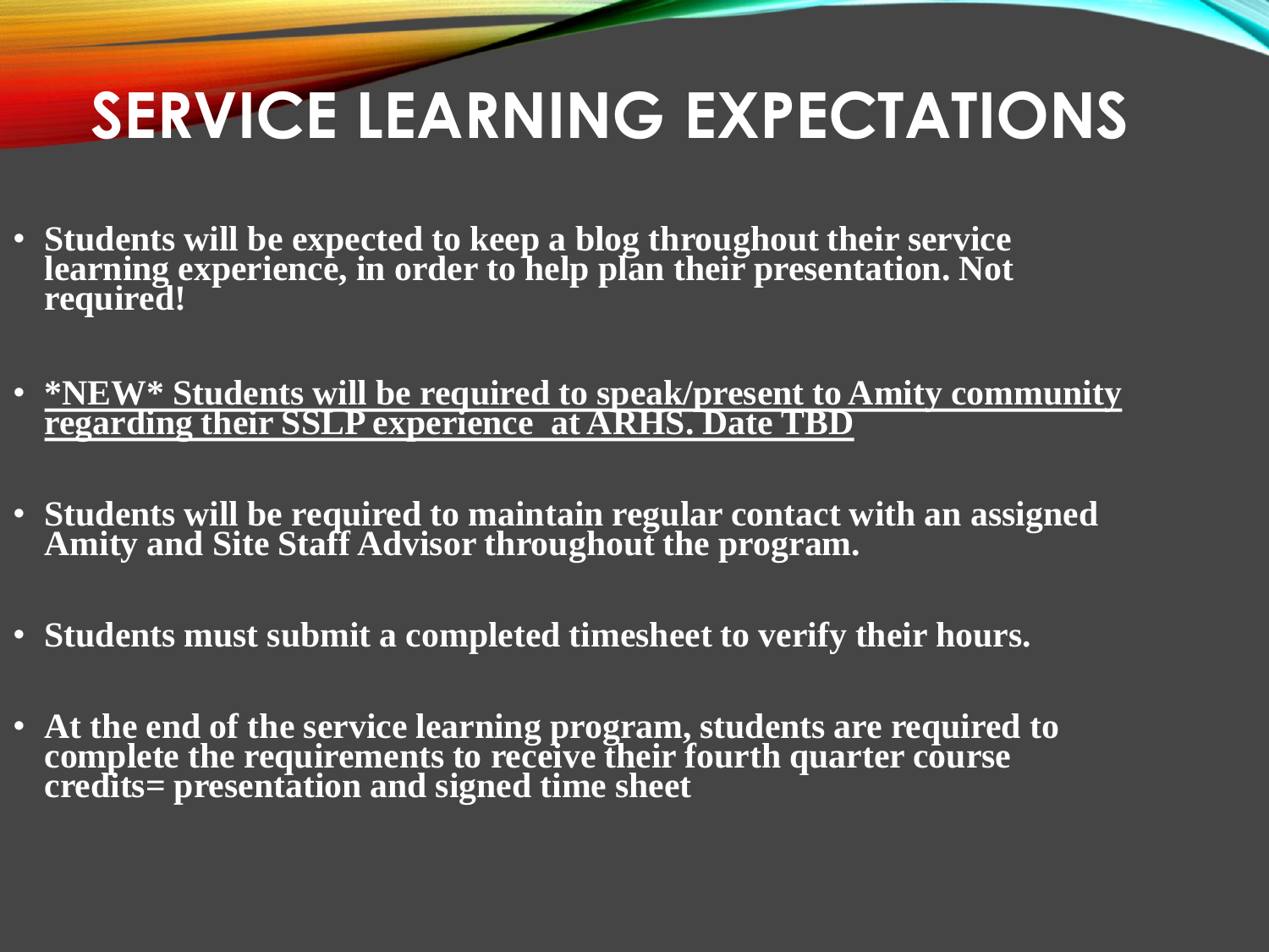# SERVICE LEARNING EXPECTATIONS

- **Students will be expected to keep a blog throughout their service learning experience, in order to help plan their presentation. Not required!**
- <u>**\*NEW\* Students will be required to speak/present to Amity community regarding their SSLP experience at ARHS. Date TBD**</u>
- **Students will be required to maintain regular contact with an assigned Amity and Site Staff Advisor throughout the program.**
- **Students must submit a completed timesheet to verify their hours.**
- **At the end of the service learning program, students are required to complete the requirements to receive their fourth quarter course credits= presentation and signed time sheet**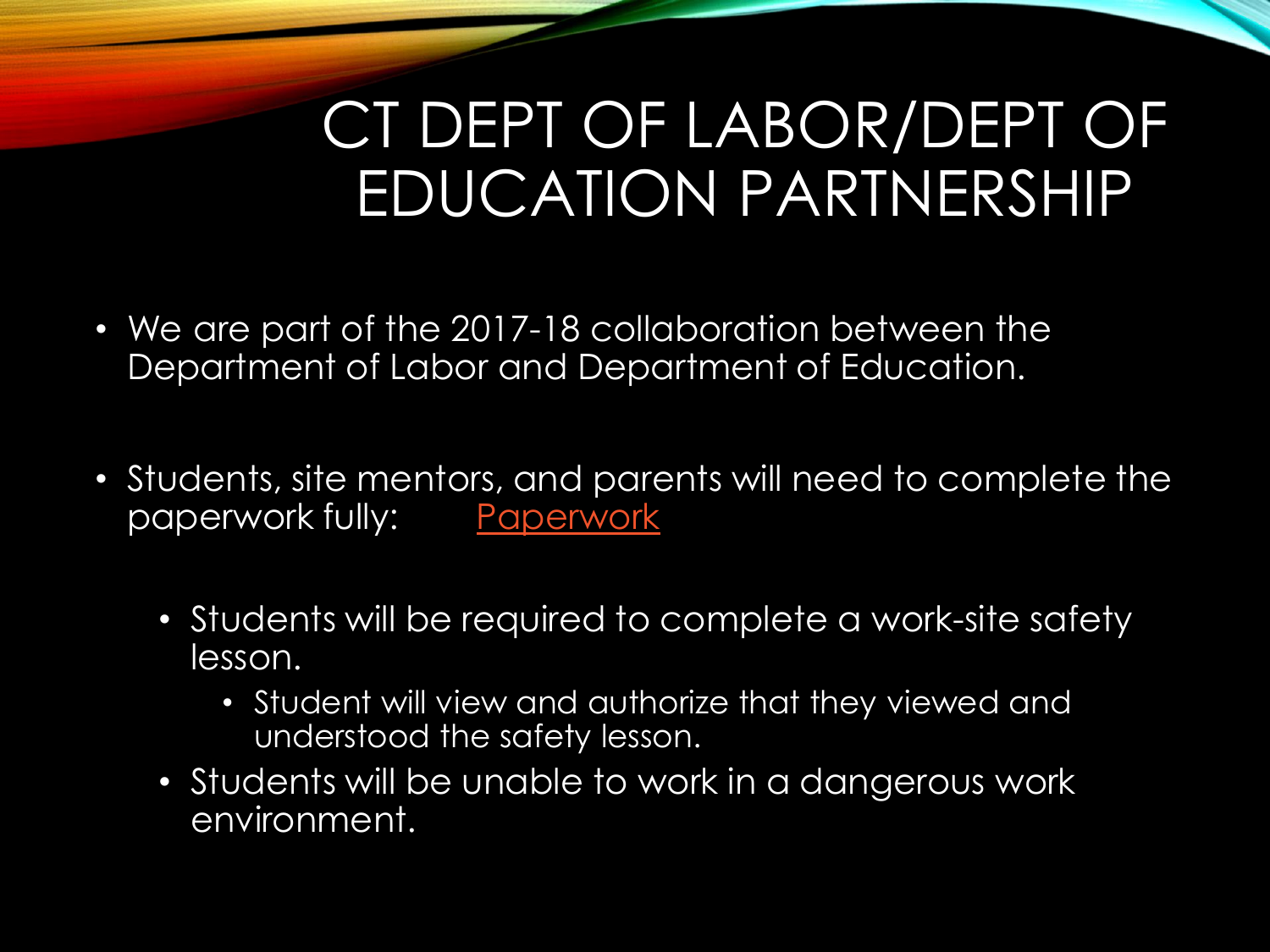# CT DEPT OF LABOR/DEPT OF EDUCATION PARTNERSHIP

- We are part of the 2017-18 collaboration between the Department of Labor and Department of Education.
- Students, site mentors, and parents will need to complete the paperwork fully: Paperwork
  - Students will be required to complete a work-site safety lesson.
    - Student will view and authorize that they viewed and understood the safety lesson.
  - Students will be unable to work in a dangerous work environment.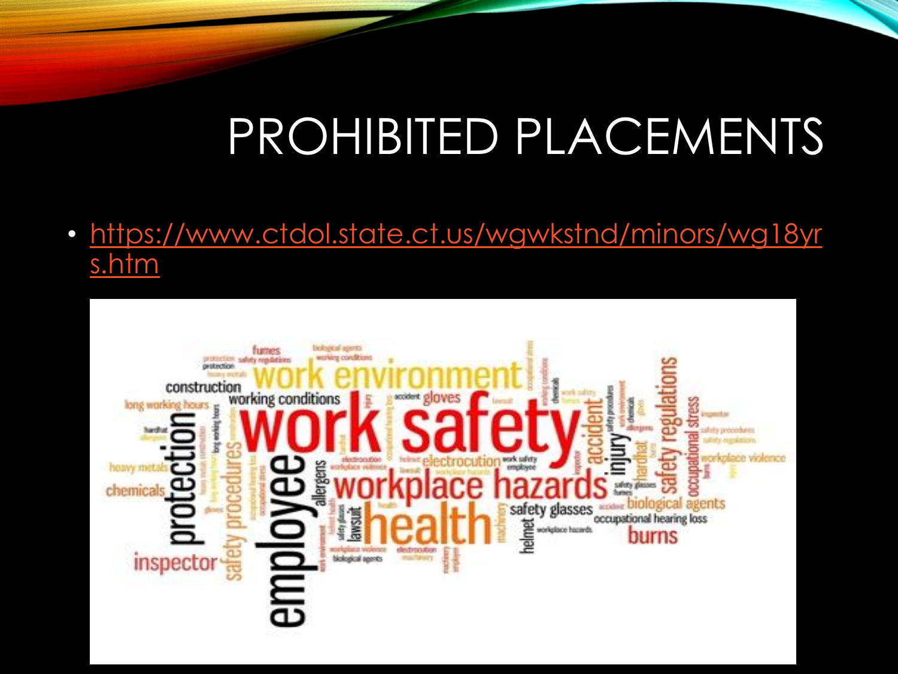# PROHIBITED PLACEMENTS

- https://www.ctdol.state.ct.us/wgwkstnd/minors/wg18yrs.htm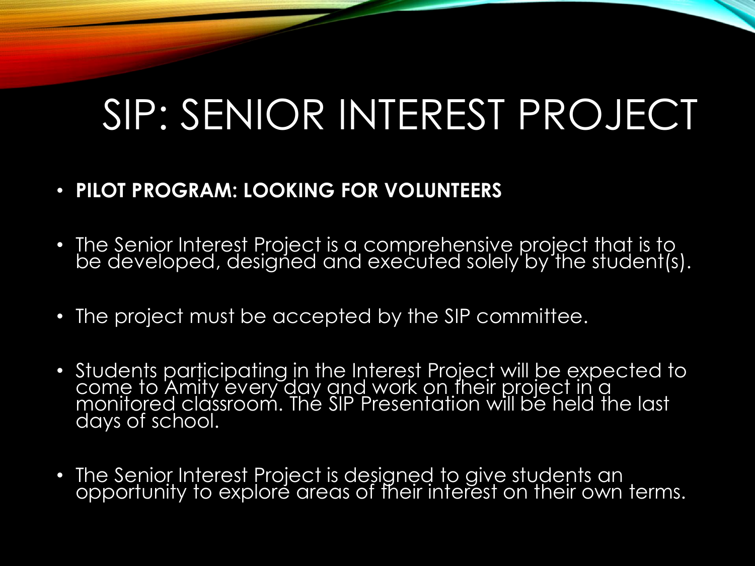# SIP: SENIOR INTEREST PROJECT

- **PILOT PROGRAM: LOOKING FOR VOLUNTEERS**
- The Senior Interest Project is a comprehensive project that is to be developed, designed and executed solely by the student(s).
- The project must be accepted by the SIP committee.
- Students participating in the Interest Project will be expected to come to Amity every day and work on their project in a monitored classroom. The SIP Presentation will be held the last days of school.
- The Senior Interest Project is designed to give students an opportunity to explore areas of their interest on their own terms.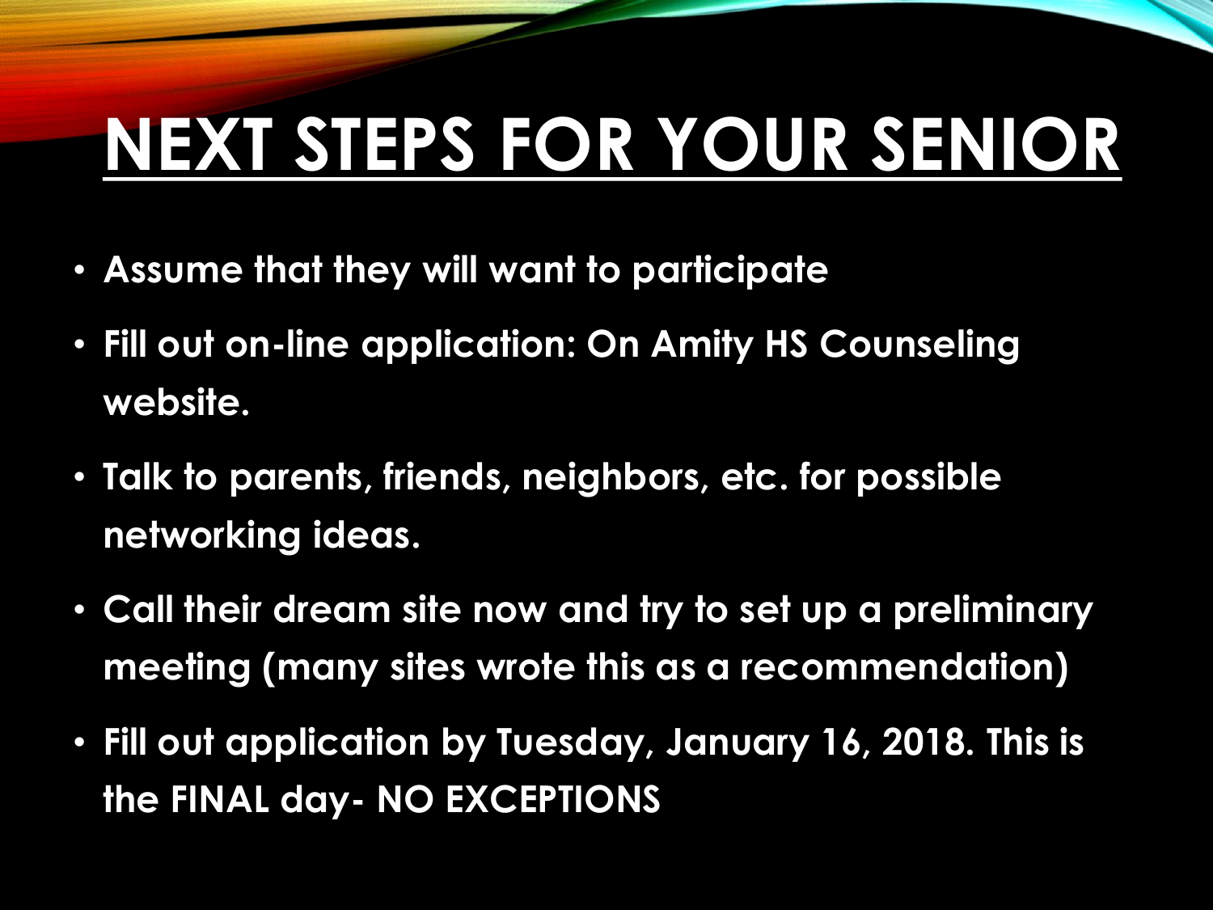# NEXT STEPS FOR YOUR SENIOR

- **Assume that they will want to participate**
- **Fill out on-line application: On Amity HS Counseling website.**
- **Talk to parents, friends, neighbors, etc. for possible networking ideas.**
- **Call their dream site now and try to set up a preliminary meeting (many sites wrote this as a recommendation)**
- **Fill out application by Tuesday, January 16, 2018. This is the FINAL day- NO EXCEPTIONS**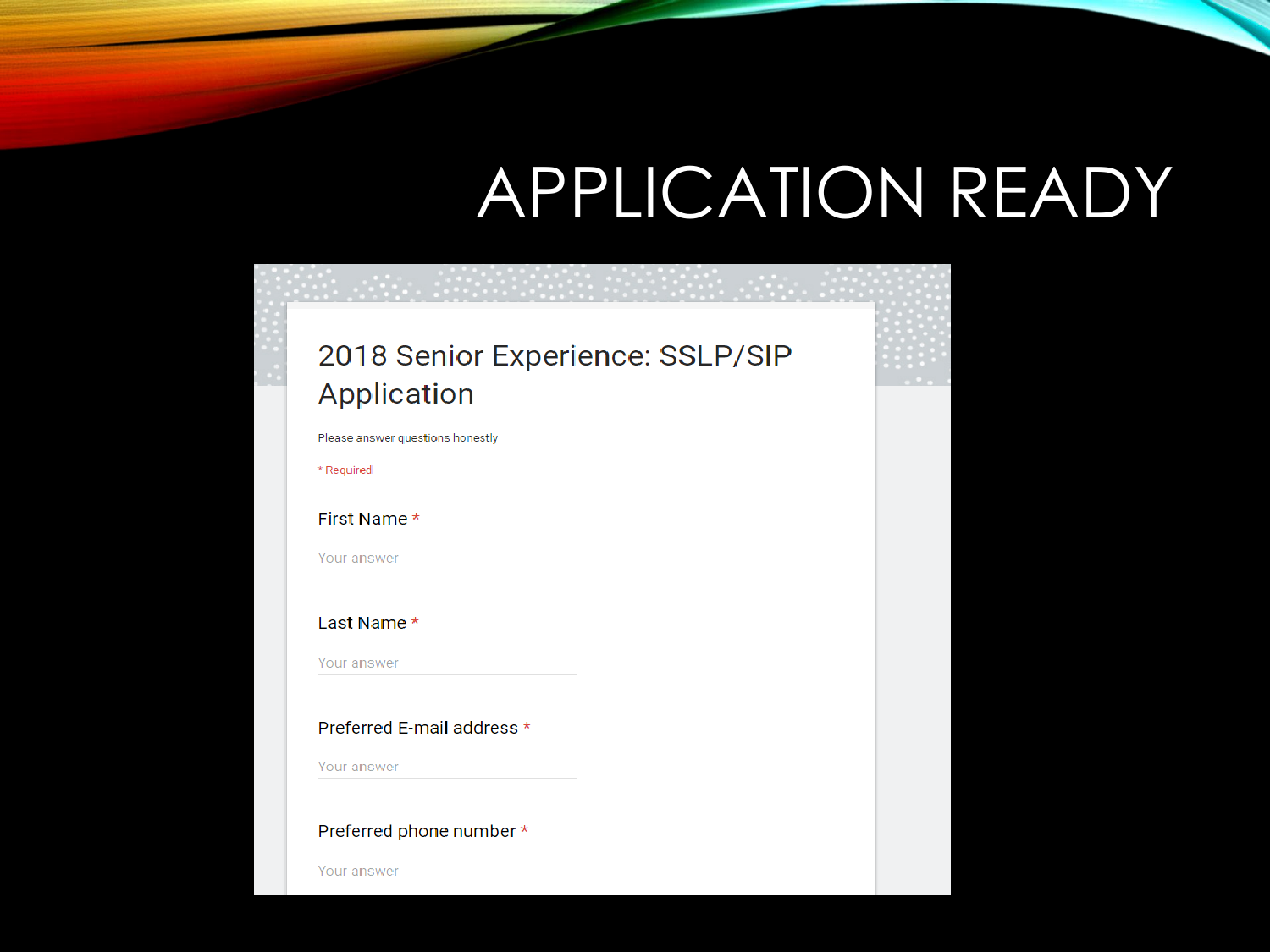# APPLICATION READY

## 2018 Senior Experience: SSLP/SIP Application

Please answer questions honestly

* Required

First Name *

Your answer

Last Name *

Your answer

Preferred E-mail address *

Your answer

Preferred phone number *

Your answer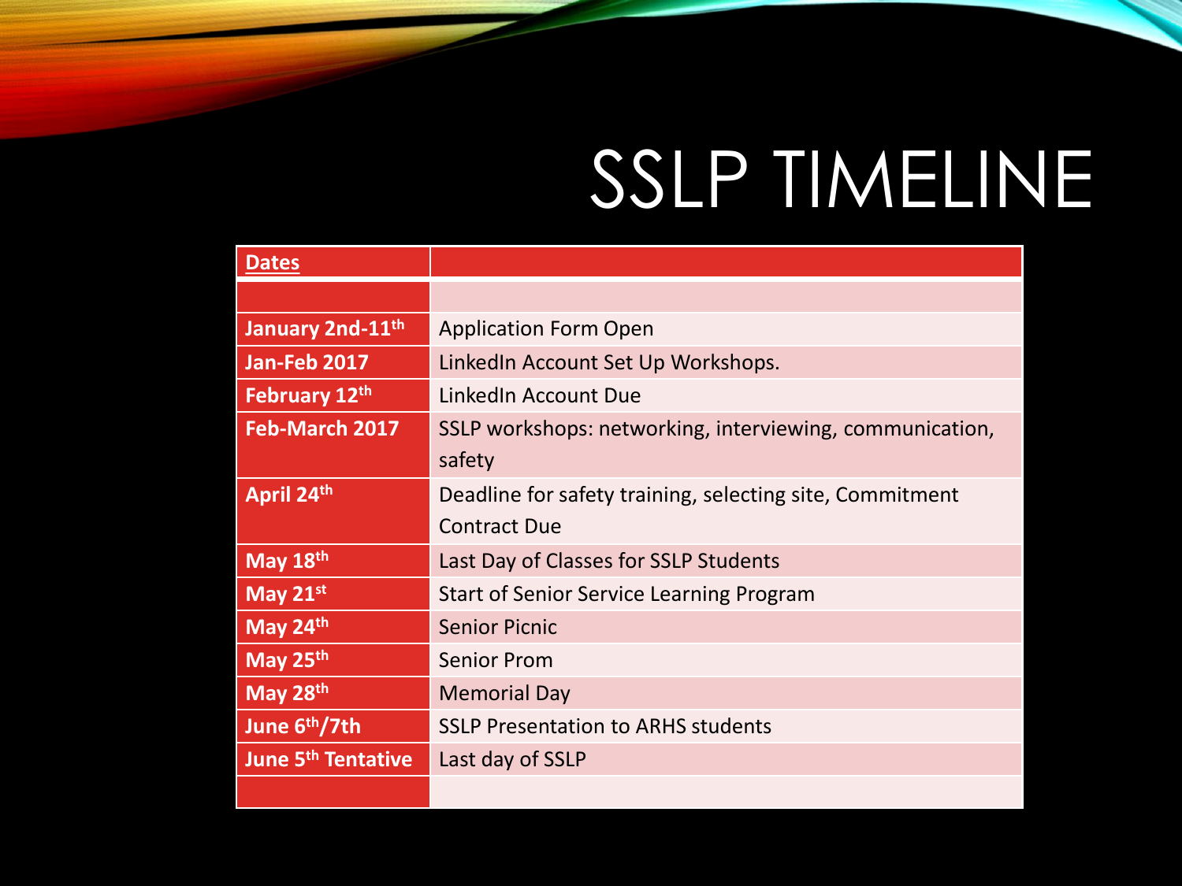# SSLP TIMELINE

| Dates | |
|---|---|
| | |
| January 2nd-11th | Application Form Open |
| Jan-Feb 2017 | LinkedIn Account Set Up Workshops. |
| February 12th | LinkedIn Account Due |
| Feb-March 2017 | SSLP workshops: networking, interviewing, communication, safety |
| April 24th | Deadline for safety training, selecting site, Commitment Contract Due |
| May 18th | Last Day of Classes for SSLP Students |
| May 21st | Start of Senior Service Learning Program |
| May 24th | Senior Picnic |
| May 25th | Senior Prom |
| May 28th | Memorial Day |
| June 6th/7th | SSLP Presentation to ARHS students |
| June 5th Tentative | Last day of SSLP |
| | |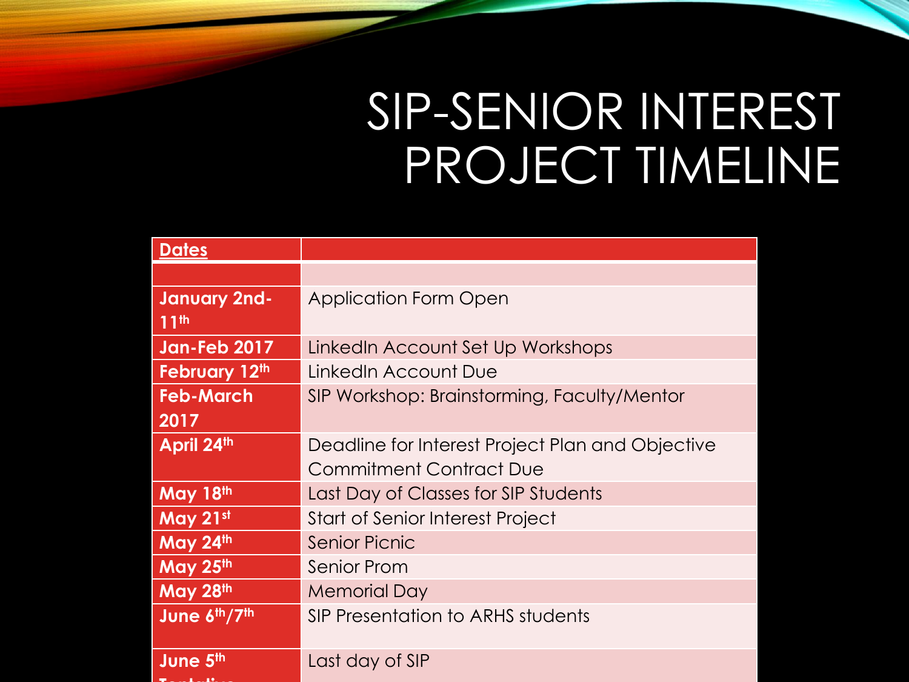# SIP-SENIOR INTEREST PROJECT TIMELINE

| Dates | |
|---|---|
| | |
| **January 2nd-11th** | Application Form Open |
| **Jan-Feb 2017** | LinkedIn Account Set Up Workshops |
| **February 12th** | LinkedIn Account Due |
| **Feb-March 2017** | SIP Workshop: Brainstorming, Faculty/Mentor |
| **April 24th** | Deadline for Interest Project Plan and Objective Commitment Contract Due |
| **May 18th** | Last Day of Classes for SIP Students |
| **May 21st** | Start of Senior Interest Project |
| **May 24th** | Senior Picnic |
| **May 25th** | Senior Prom |
| **May 28th** | Memorial Day |
| **June 6th/7th** | SIP Presentation to ARHS students |
| **June 5th Tentative** | Last day of SIP |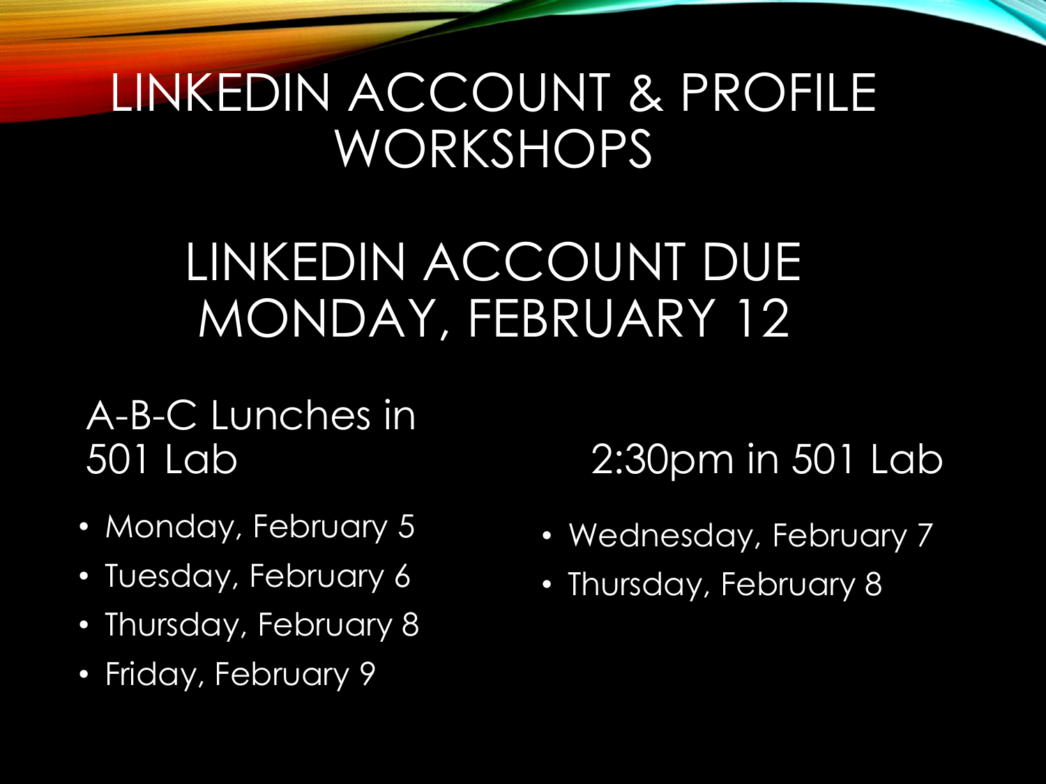# LINKEDIN ACCOUNT & PROFILE WORKSHOPS

## LINKEDIN ACCOUNT DUE MONDAY, FEBRUARY 12

### A-B-C Lunches in 501 Lab

- Monday, February 5
- Tuesday, February 6
- Thursday, February 8
- Friday, February 9

### 2:30pm in 501 Lab

- Wednesday, February 7
- Thursday, February 8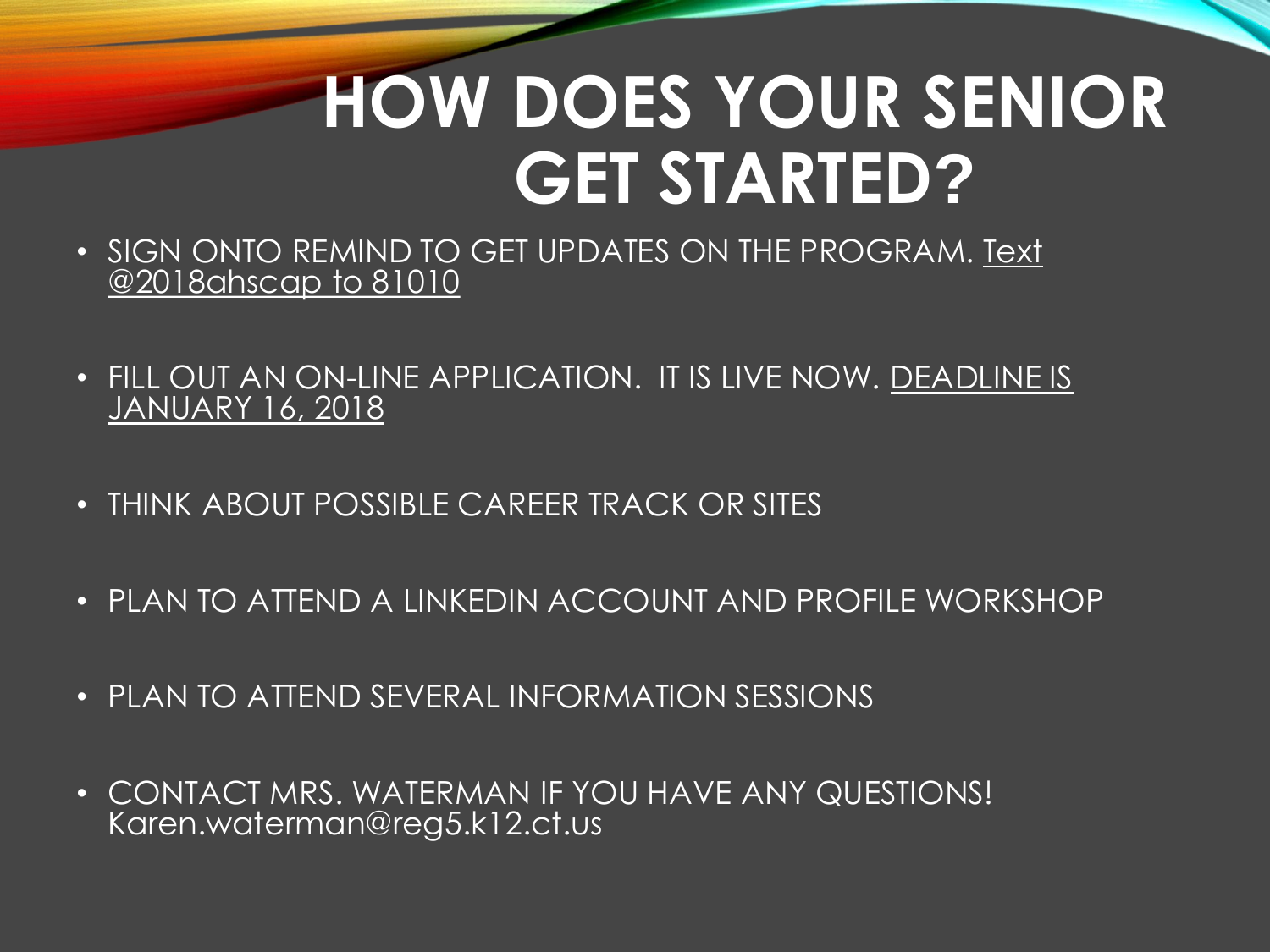# HOW DOES YOUR SENIOR GET STARTED?

- SIGN ONTO REMIND TO GET UPDATES ON THE PROGRAM. Text @2018ahscap to 81010
- FILL OUT AN ON-LINE APPLICATION. IT IS LIVE NOW. DEADLINE IS JANUARY 16, 2018
- THINK ABOUT POSSIBLE CAREER TRACK OR SITES
- PLAN TO ATTEND A LINKEDIN ACCOUNT AND PROFILE WORKSHOP
- PLAN TO ATTEND SEVERAL INFORMATION SESSIONS
- CONTACT MRS. WATERMAN IF YOU HAVE ANY QUESTIONS! Karen.waterman@reg5.k12.ct.us